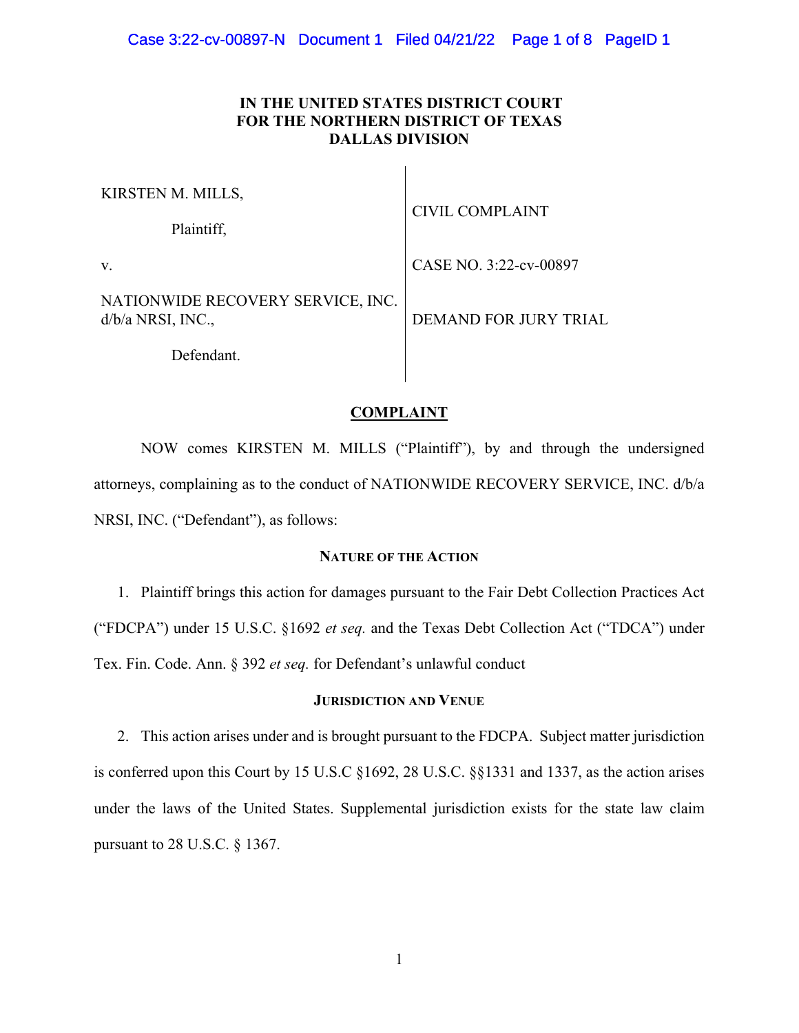# IN THE UNITED STATES DISTRICT COURT FOR THE NORTHERN DISTRICT OF TEXAS DALLAS DIVISION

| | |
|---|---|
| KIRSTEN M. MILLS,<br><br>Plaintiff,<br><br>v.<br><br>NATIONWIDE RECOVERY SERVICE, INC. d/b/a NRSI, INC.,<br><br>Defendant. | CIVIL COMPLAINT<br><br>CASE NO. 3:22-cv-00897<br><br>DEMAND FOR JURY TRIAL |

## COMPLAINT

NOW comes KIRSTEN M. MILLS ("Plaintiff"), by and through the undersigned attorneys, complaining as to the conduct of NATIONWIDE RECOVERY SERVICE, INC. d/b/a NRSI, INC. ("Defendant"), as follows:

### NATURE OF THE ACTION

1. Plaintiff brings this action for damages pursuant to the Fair Debt Collection Practices Act ("FDCPA") under 15 U.S.C. §1692 *et seq.* and the Texas Debt Collection Act ("TDCA") under Tex. Fin. Code. Ann. § 392 *et seq.* for Defendant's unlawful conduct

### JURISDICTION AND VENUE

2. This action arises under and is brought pursuant to the FDCPA. Subject matter jurisdiction is conferred upon this Court by 15 U.S.C §1692, 28 U.S.C. §§1331 and 1337, as the action arises under the laws of the United States. Supplemental jurisdiction exists for the state law claim pursuant to 28 U.S.C. § 1367.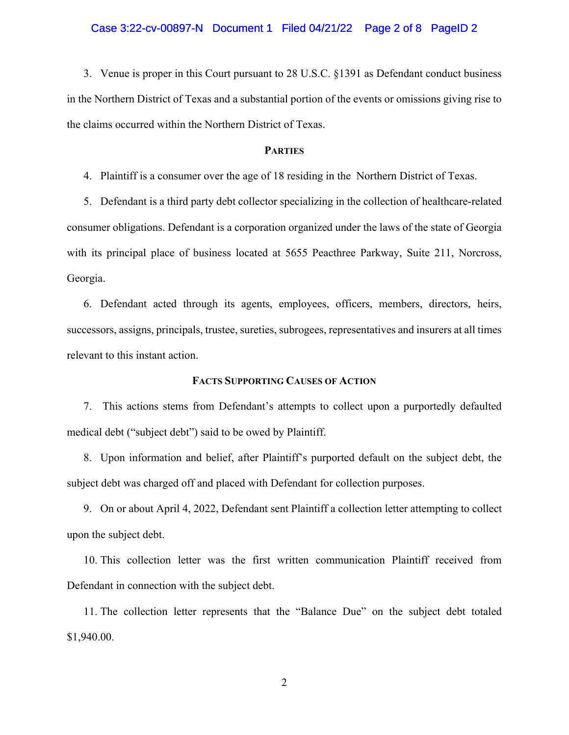3. Venue is proper in this Court pursuant to 28 U.S.C. §1391 as Defendant conduct business in the Northern District of Texas and a substantial portion of the events or omissions giving rise to the claims occurred within the Northern District of Texas.

**PARTIES**

4. Plaintiff is a consumer over the age of 18 residing in the Northern District of Texas.

5. Defendant is a third party debt collector specializing in the collection of healthcare-related consumer obligations. Defendant is a corporation organized under the laws of the state of Georgia with its principal place of business located at 5655 Peachtree Parkway, Suite 211, Norcross, Georgia.

6. Defendant acted through its agents, employees, officers, members, directors, heirs, successors, assigns, principals, trustee, sureties, subrogees, representatives and insurers at all times relevant to this instant action.

**FACTS SUPPORTING CAUSES OF ACTION**

7. This actions stems from Defendant's attempts to collect upon a purportedly defaulted medical debt ("subject debt") said to be owed by Plaintiff.

8. Upon information and belief, after Plaintiff's purported default on the subject debt, the subject debt was charged off and placed with Defendant for collection purposes.

9. On or about April 4, 2022, Defendant sent Plaintiff a collection letter attempting to collect upon the subject debt.

10. This collection letter was the first written communication Plaintiff received from Defendant in connection with the subject debt.

11. The collection letter represents that the "Balance Due" on the subject debt totaled $1,940.00.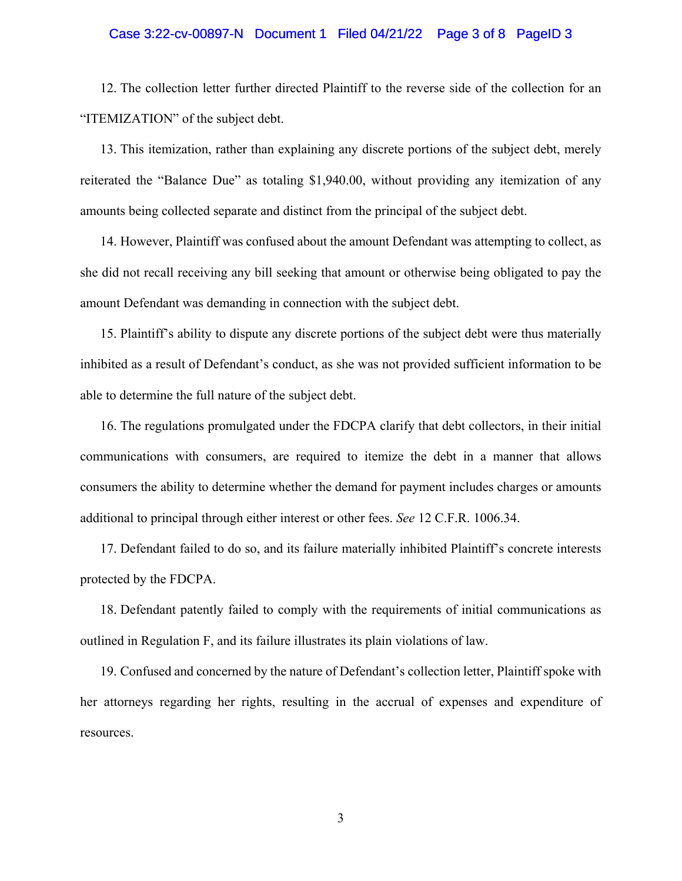12. The collection letter further directed Plaintiff to the reverse side of the collection for an "ITEMIZATION" of the subject debt.

13. This itemization, rather than explaining any discrete portions of the subject debt, merely reiterated the "Balance Due" as totaling $1,940.00, without providing any itemization of any amounts being collected separate and distinct from the principal of the subject debt.

14. However, Plaintiff was confused about the amount Defendant was attempting to collect, as she did not recall receiving any bill seeking that amount or otherwise being obligated to pay the amount Defendant was demanding in connection with the subject debt.

15. Plaintiff's ability to dispute any discrete portions of the subject debt were thus materially inhibited as a result of Defendant's conduct, as she was not provided sufficient information to be able to determine the full nature of the subject debt.

16. The regulations promulgated under the FDCPA clarify that debt collectors, in their initial communications with consumers, are required to itemize the debt in a manner that allows consumers the ability to determine whether the demand for payment includes charges or amounts additional to principal through either interest or other fees. *See* 12 C.F.R. 1006.34.

17. Defendant failed to do so, and its failure materially inhibited Plaintiff's concrete interests protected by the FDCPA.

18. Defendant patently failed to comply with the requirements of initial communications as outlined in Regulation F, and its failure illustrates its plain violations of law.

19. Confused and concerned by the nature of Defendant's collection letter, Plaintiff spoke with her attorneys regarding her rights, resulting in the accrual of expenses and expenditure of resources.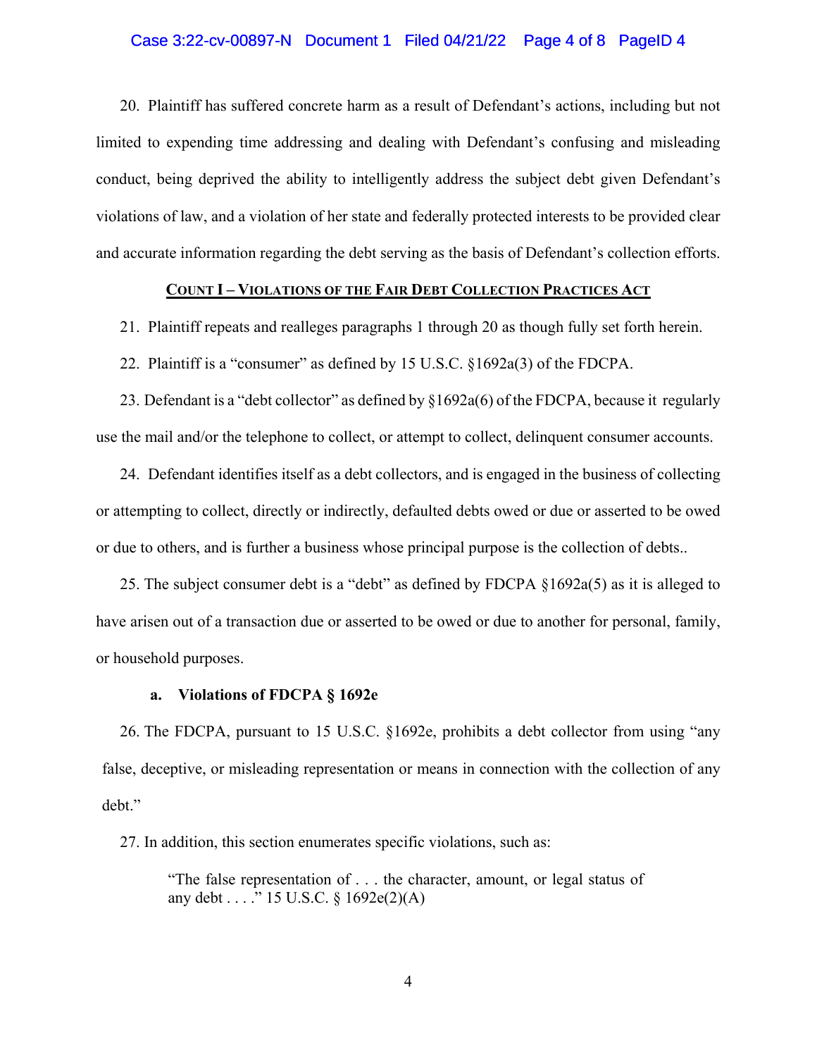20. Plaintiff has suffered concrete harm as a result of Defendant's actions, including but not limited to expending time addressing and dealing with Defendant's confusing and misleading conduct, being deprived the ability to intelligently address the subject debt given Defendant's violations of law, and a violation of her state and federally protected interests to be provided clear and accurate information regarding the debt serving as the basis of Defendant's collection efforts.

## COUNT I – VIOLATIONS OF THE FAIR DEBT COLLECTION PRACTICES ACT

21. Plaintiff repeats and realleges paragraphs 1 through 20 as though fully set forth herein.

22. Plaintiff is a "consumer" as defined by 15 U.S.C. §1692a(3) of the FDCPA.

23. Defendant is a "debt collector" as defined by §1692a(6) of the FDCPA, because it regularly use the mail and/or the telephone to collect, or attempt to collect, delinquent consumer accounts.

24. Defendant identifies itself as a debt collectors, and is engaged in the business of collecting or attempting to collect, directly or indirectly, defaulted debts owed or due or asserted to be owed or due to others, and is further a business whose principal purpose is the collection of debts..

25. The subject consumer debt is a "debt" as defined by FDCPA §1692a(5) as it is alleged to have arisen out of a transaction due or asserted to be owed or due to another for personal, family, or household purposes.

### a. Violations of FDCPA § 1692e

26. The FDCPA, pursuant to 15 U.S.C. §1692e, prohibits a debt collector from using "any false, deceptive, or misleading representation or means in connection with the collection of any debt."

27. In addition, this section enumerates specific violations, such as:

> "The false representation of . . . the character, amount, or legal status of any debt . . . ." 15 U.S.C. § 1692e(2)(A)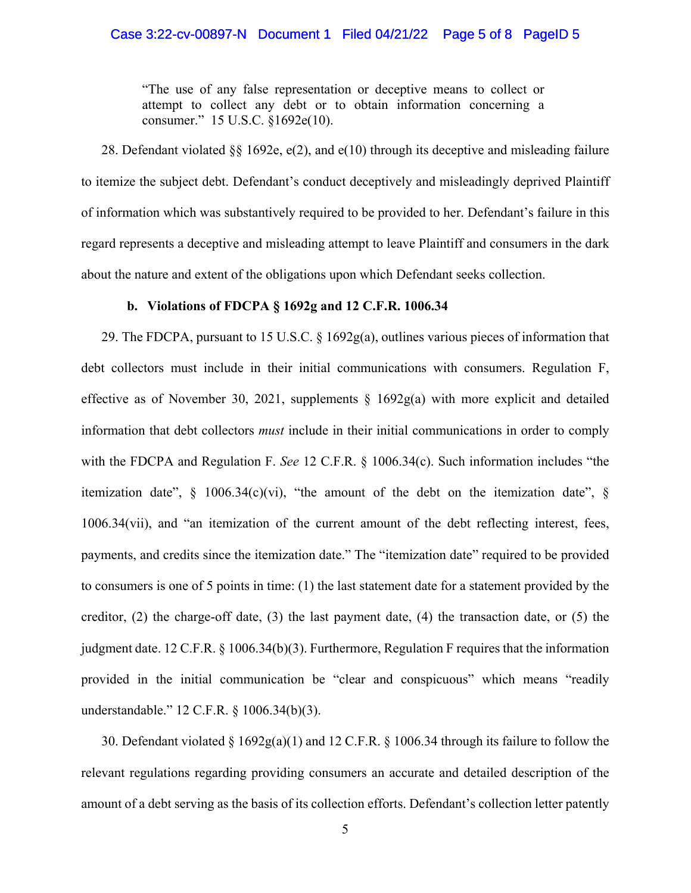> "The use of any false representation or deceptive means to collect or attempt to collect any debt or to obtain information concerning a consumer." 15 U.S.C. §1692e(10).

28. Defendant violated §§ 1692e, e(2), and e(10) through its deceptive and misleading failure to itemize the subject debt. Defendant's conduct deceptively and misleadingly deprived Plaintiff of information which was substantively required to be provided to her. Defendant's failure in this regard represents a deceptive and misleading attempt to leave Plaintiff and consumers in the dark about the nature and extent of the obligations upon which Defendant seeks collection.

### b. Violations of FDCPA § 1692g and 12 C.F.R. 1006.34

29. The FDCPA, pursuant to 15 U.S.C. § 1692g(a), outlines various pieces of information that debt collectors must include in their initial communications with consumers. Regulation F, effective as of November 30, 2021, supplements § 1692g(a) with more explicit and detailed information that debt collectors *must* include in their initial communications in order to comply with the FDCPA and Regulation F. *See* 12 C.F.R. § 1006.34(c). Such information includes "the itemization date", § 1006.34(c)(vi), "the amount of the debt on the itemization date", § 1006.34(vii), and "an itemization of the current amount of the debt reflecting interest, fees, payments, and credits since the itemization date." The "itemization date" required to be provided to consumers is one of 5 points in time: (1) the last statement date for a statement provided by the creditor, (2) the charge-off date, (3) the last payment date, (4) the transaction date, or (5) the judgment date. 12 C.F.R. § 1006.34(b)(3). Furthermore, Regulation F requires that the information provided in the initial communication be "clear and conspicuous" which means "readily understandable." 12 C.F.R. § 1006.34(b)(3).

30. Defendant violated § 1692g(a)(1) and 12 C.F.R. § 1006.34 through its failure to follow the relevant regulations regarding providing consumers an accurate and detailed description of the amount of a debt serving as the basis of its collection efforts. Defendant's collection letter patently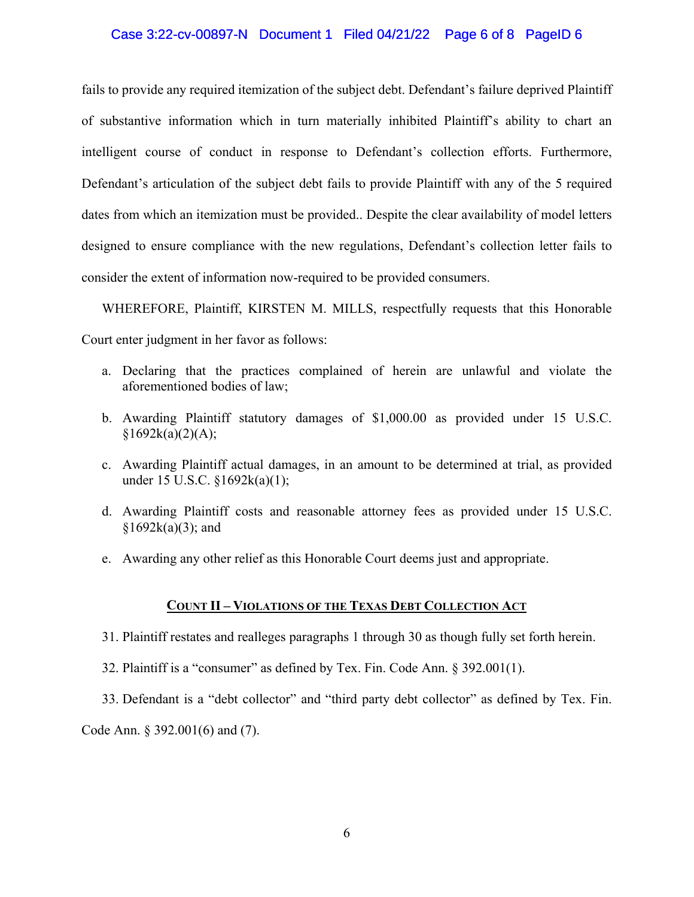fails to provide any required itemization of the subject debt. Defendant's failure deprived Plaintiff of substantive information which in turn materially inhibited Plaintiff's ability to chart an intelligent course of conduct in response to Defendant's collection efforts. Furthermore, Defendant's articulation of the subject debt fails to provide Plaintiff with any of the 5 required dates from which an itemization must be provided.. Despite the clear availability of model letters designed to ensure compliance with the new regulations, Defendant's collection letter fails to consider the extent of information now-required to be provided consumers.

WHEREFORE, Plaintiff, KIRSTEN M. MILLS, respectfully requests that this Honorable Court enter judgment in her favor as follows:

a. Declaring that the practices complained of herein are unlawful and violate the aforementioned bodies of law;

b. Awarding Plaintiff statutory damages of $1,000.00 as provided under 15 U.S.C. §1692k(a)(2)(A);

c. Awarding Plaintiff actual damages, in an amount to be determined at trial, as provided under 15 U.S.C. §1692k(a)(1);

d. Awarding Plaintiff costs and reasonable attorney fees as provided under 15 U.S.C. §1692k(a)(3); and

e. Awarding any other relief as this Honorable Court deems just and appropriate.

## COUNT II – VIOLATIONS OF THE TEXAS DEBT COLLECTION ACT

31. Plaintiff restates and realleges paragraphs 1 through 30 as though fully set forth herein.

32. Plaintiff is a "consumer" as defined by Tex. Fin. Code Ann. § 392.001(1).

33. Defendant is a "debt collector" and "third party debt collector" as defined by Tex. Fin. Code Ann. § 392.001(6) and (7).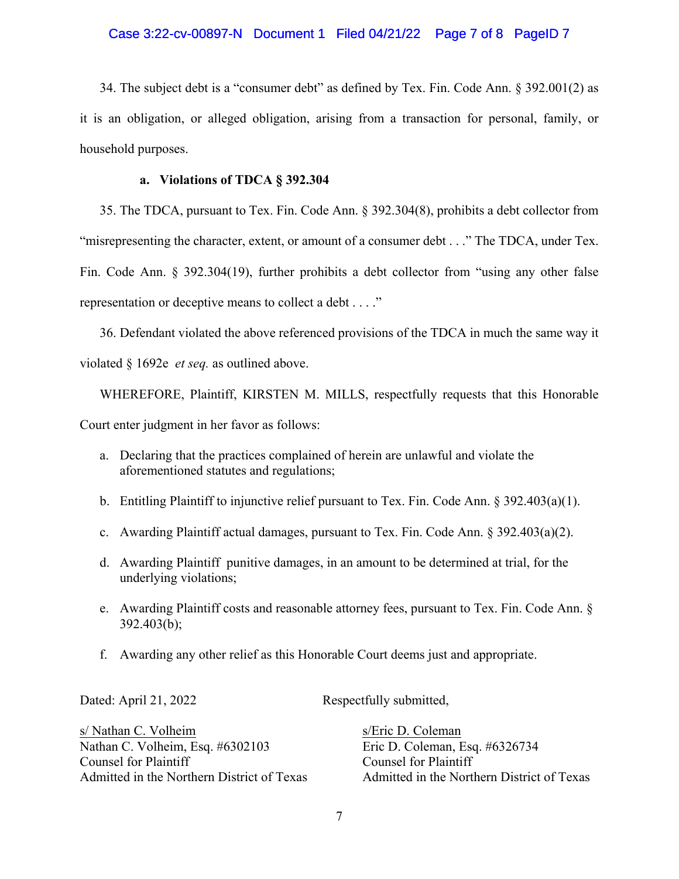34. The subject debt is a "consumer debt" as defined by Tex. Fin. Code Ann. § 392.001(2) as it is an obligation, or alleged obligation, arising from a transaction for personal, family, or household purposes.

### a. Violations of TDCA § 392.304

35. The TDCA, pursuant to Tex. Fin. Code Ann. § 392.304(8), prohibits a debt collector from "misrepresenting the character, extent, or amount of a consumer debt . . ." The TDCA, under Tex. Fin. Code Ann. § 392.304(19), further prohibits a debt collector from "using any other false representation or deceptive means to collect a debt . . . ."

36. Defendant violated the above referenced provisions of the TDCA in much the same way it violated § 1692e *et seq.* as outlined above.

WHEREFORE, Plaintiff, KIRSTEN M. MILLS, respectfully requests that this Honorable Court enter judgment in her favor as follows:

a. Declaring that the practices complained of herein are unlawful and violate the aforementioned statutes and regulations;

b. Entitling Plaintiff to injunctive relief pursuant to Tex. Fin. Code Ann. § 392.403(a)(1).

c. Awarding Plaintiff actual damages, pursuant to Tex. Fin. Code Ann. § 392.403(a)(2).

d. Awarding Plaintiff punitive damages, in an amount to be determined at trial, for the underlying violations;

e. Awarding Plaintiff costs and reasonable attorney fees, pursuant to Tex. Fin. Code Ann. § 392.403(b);

f. Awarding any other relief as this Honorable Court deems just and appropriate.

Dated: April 21, 2022

Respectfully submitted,

s/ Nathan C. Volheim
Nathan C. Volheim, Esq. #6302103
Counsel for Plaintiff
Admitted in the Northern District of Texas

s/Eric D. Coleman
Eric D. Coleman, Esq. #6326734
Counsel for Plaintiff
Admitted in the Northern District of Texas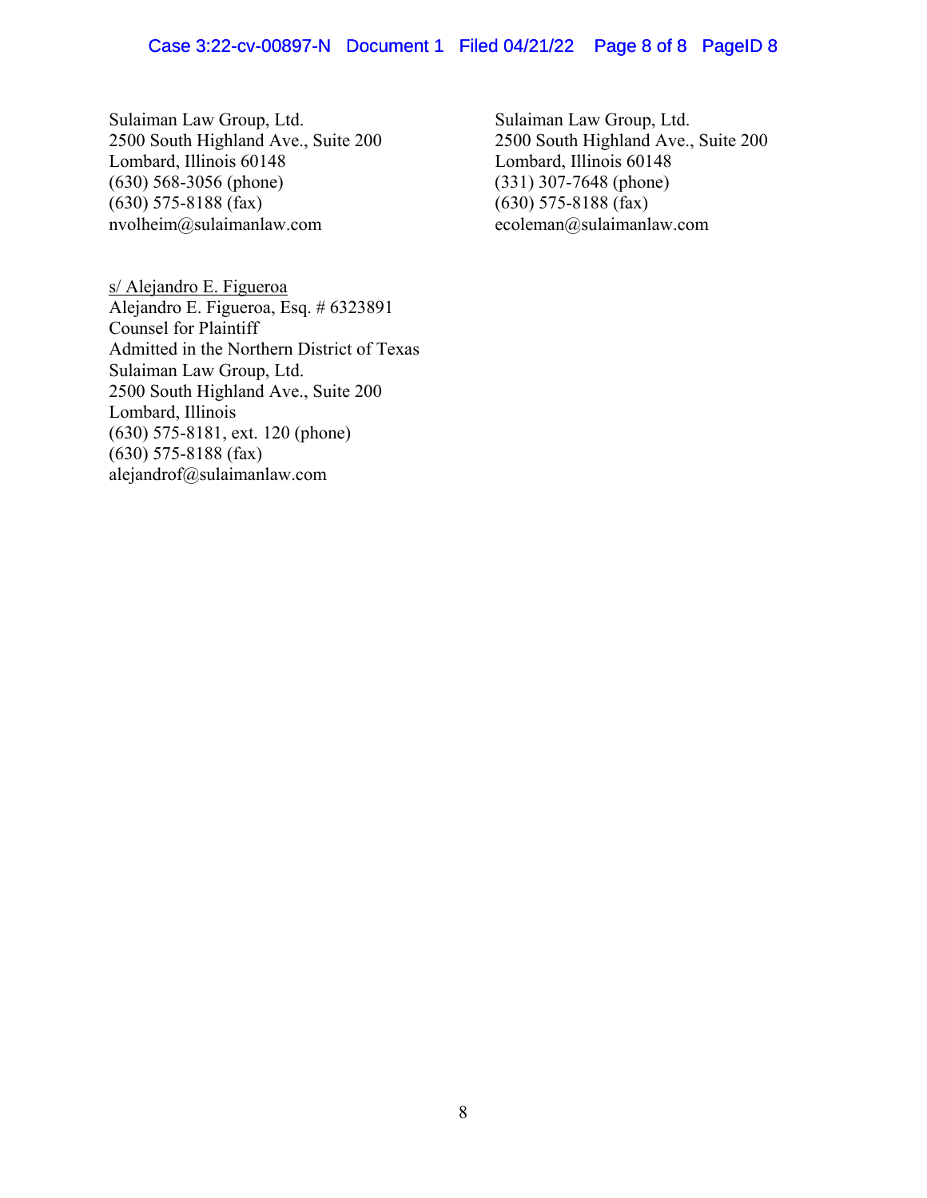Sulaiman Law Group, Ltd.
2500 South Highland Ave., Suite 200
Lombard, Illinois 60148
(630) 568-3056 (phone)
(630) 575-8188 (fax)
nvolheim@sulaimanlaw.com

Sulaiman Law Group, Ltd.
2500 South Highland Ave., Suite 200
Lombard, Illinois 60148
(331) 307-7648 (phone)
(630) 575-8188 (fax)
ecoleman@sulaimanlaw.com

s/ Alejandro E. Figueroa
Alejandro E. Figueroa, Esq. # 6323891
Counsel for Plaintiff
Admitted in the Northern District of Texas
Sulaiman Law Group, Ltd.
2500 South Highland Ave., Suite 200
Lombard, Illinois
(630) 575-8181, ext. 120 (phone)
(630) 575-8188 (fax)
alejandrof@sulaimanlaw.com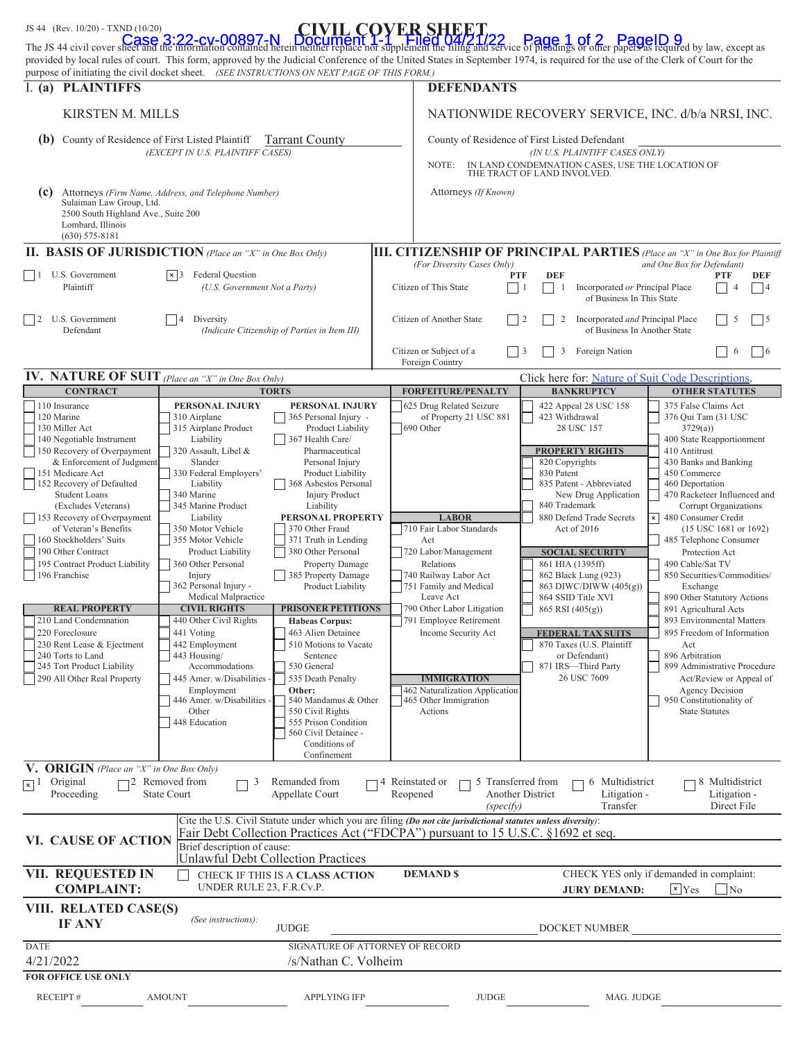JS 44 (Rev. 10/20) - TXND (10/20)

# CIVIL COVER SHEET

Case 3:22-cv-00897-N Document 1-1 Filed 04/21/22 Page 1 of 2 PageID 9

The JS 44 civil cover sheet and the information contained herein neither replace nor supplement the filing and service of pleadings or other papers as required by law, except as provided by local rules of court. This form, approved by the Judicial Conference of the United States in September 1974, is required for the use of the Clerk of Court for the purpose of initiating the civil docket sheet. *(SEE INSTRUCTIONS ON NEXT PAGE OF THIS FORM.)*

## I. (a) PLAINTIFFS

KIRSTEN M. MILLS

**(b)** County of Residence of First Listed Plaintiff: Tarrant County
*(EXCEPT IN U.S. PLAINTIFF CASES)*

**(c)** Attorneys *(Firm Name, Address, and Telephone Number)*
Sulaiman Law Group, Ltd.
2500 South Highland Ave., Suite 200
Lombard, Illinois
(630) 575-8181

## DEFENDANTS

NATIONWIDE RECOVERY SERVICE, INC. d/b/a NRSI, INC.

County of Residence of First Listed Defendant
*(IN U.S. PLAINTIFF CASES ONLY)*

NOTE: IN LAND CONDEMNATION CASES, USE THE LOCATION OF THE TRACT OF LAND INVOLVED.

Attorneys *(If Known)*

## II. BASIS OF JURISDICTION *(Place an "X" in One Box Only)*

- [ ] 1 U.S. Government Plaintiff
- [x] 3 Federal Question *(U.S. Government Not a Party)*
- [ ] 2 U.S. Government Defendant
- [ ] 4 Diversity *(Indicate Citizenship of Parties in Item III)*

## III. CITIZENSHIP OF PRINCIPAL PARTIES *(Place an "X" in One Box for Plaintiff and One Box for Defendant)* *(For Diversity Cases Only)*

| | PTF | DEF | | PTF | DEF |
|---|---|---|---|---|---|
| Citizen of This State | [ ] 1 | [ ] 1 | Incorporated *or* Principal Place of Business In This State | [ ] 4 | [ ] 4 |
| Citizen of Another State | [ ] 2 | [ ] 2 | Incorporated *and* Principal Place of Business In Another State | [ ] 5 | [ ] 5 |
| Citizen or Subject of a Foreign Country | [ ] 3 | [ ] 3 | Foreign Nation | [ ] 6 | [ ] 6 |

## IV. NATURE OF SUIT *(Place an "X" in One Box Only)*

Click here for: Nature of Suit Code Descriptions.

| CONTRACT | TORTS | FORFEITURE/PENALTY | BANKRUPTCY | OTHER STATUTES |
|---|---|---|---|---|
| 110 Insurance; 120 Marine; 130 Miller Act; 140 Negotiable Instrument; 150 Recovery of Overpayment & Enforcement of Judgment; 151 Medicare Act; 152 Recovery of Defaulted Student Loans (Excludes Veterans); 153 Recovery of Overpayment of Veteran's Benefits; 160 Stockholders' Suits; 190 Other Contract; 195 Contract Product Liability; 196 Franchise | PERSONAL INJURY: 310 Airplane; 315 Airplane Product Liability; 320 Assault, Libel & Slander; 330 Federal Employers' Liability; 340 Marine; 345 Marine Product Liability; 350 Motor Vehicle; 355 Motor Vehicle Product Liability; 360 Other Personal Injury; 362 Personal Injury - Medical Malpractice. PERSONAL INJURY: 365 Personal Injury - Product Liability; 367 Health Care/ Pharmaceutical Personal Injury Product Liability; 368 Asbestos Personal Injury Product Liability. PERSONAL PROPERTY: 370 Other Fraud; 371 Truth in Lending; 380 Other Personal Property Damage; 385 Property Damage Product Liability | 625 Drug Related Seizure of Property 21 USC 881; 690 Other | 422 Appeal 28 USC 158; 423 Withdrawal 28 USC 157. PROPERTY RIGHTS: 820 Copyrights; 830 Patent; 835 Patent - Abbreviated New Drug Application; 840 Trademark; 880 Defend Trade Secrets Act of 2016 | 375 False Claims Act; 376 Qui Tam (31 USC 3729(a)); 400 State Reapportionment; 410 Antitrust; 430 Banks and Banking; 450 Commerce; 460 Deportation; 470 Racketeer Influenced and Corrupt Organizations; [x] 480 Consumer Credit (15 USC 1681 or 1692); 485 Telephone Consumer Protection Act; 490 Cable/Sat TV; 850 Securities/Commodities/ Exchange; 890 Other Statutory Actions; 891 Agricultural Acts; 893 Environmental Matters; 895 Freedom of Information Act; 896 Arbitration; 899 Administrative Procedure Act/Review or Appeal of Agency Decision; 950 Constitutionality of State Statutes |
| REAL PROPERTY: 210 Land Condemnation; 220 Foreclosure; 230 Rent Lease & Ejectment; 240 Torts to Land; 245 Tort Product Liability; 290 All Other Real Property | CIVIL RIGHTS: 440 Other Civil Rights; 441 Voting; 442 Employment; 443 Housing/ Accommodations; 445 Amer. w/Disabilities - Employment; 446 Amer. w/Disabilities - Other; 448 Education. PRISONER PETITIONS: Habeas Corpus: 463 Alien Detainee; 510 Motions to Vacate Sentence; 530 General; 535 Death Penalty; Other: 540 Mandamus & Other; 550 Civil Rights; 555 Prison Condition; 560 Civil Detainee - Conditions of Confinement | LABOR: 710 Fair Labor Standards Act; 720 Labor/Management Relations; 740 Railway Labor Act; 751 Family and Medical Leave Act; 790 Other Labor Litigation; 791 Employee Retirement Income Security Act. IMMIGRATION: 462 Naturalization Application; 465 Other Immigration Actions | SOCIAL SECURITY: 861 HIA (1395ff); 862 Black Lung (923); 863 DIWC/DIWW (405(g)); 864 SSID Title XVI; 865 RSI (405(g)). FEDERAL TAX SUITS: 870 Taxes (U.S. Plaintiff or Defendant); 871 IRS—Third Party 26 USC 7609 | |

## V. ORIGIN *(Place an "X" in One Box Only)*

- [x] 1 Original Proceeding
- [ ] 2 Removed from State Court
- [ ] 3 Remanded from Appellate Court
- [ ] 4 Reinstated or Reopened
- [ ] 5 Transferred from Another District *(specify)*
- [ ] 6 Multidistrict Litigation - Transfer
- [ ] 8 Multidistrict Litigation - Direct File

## VI. CAUSE OF ACTION

Cite the U.S. Civil Statute under which you are filing *(Do not cite jurisdictional statutes unless diversity)*:
Fair Debt Collection Practices Act ("FDCPA") pursuant to 15 U.S.C. §1692 et seq.

Brief description of cause:
Unlawful Debt Collection Practices

## VII. REQUESTED IN COMPLAINT:

- [ ] CHECK IF THIS IS A **CLASS ACTION** UNDER RULE 23, F.R.Cv.P.

**DEMAND $**

CHECK YES only if demanded in complaint:
**JURY DEMAND:** [x] Yes [ ] No

## VIII. RELATED CASE(S) IF ANY

*(See instructions):* JUDGE DOCKET NUMBER

DATE: 4/21/2022

SIGNATURE OF ATTORNEY OF RECORD: /s/Nathan C. Volheim

**FOR OFFICE USE ONLY**

RECEIPT # AMOUNT APPLYING IFP JUDGE MAG. JUDGE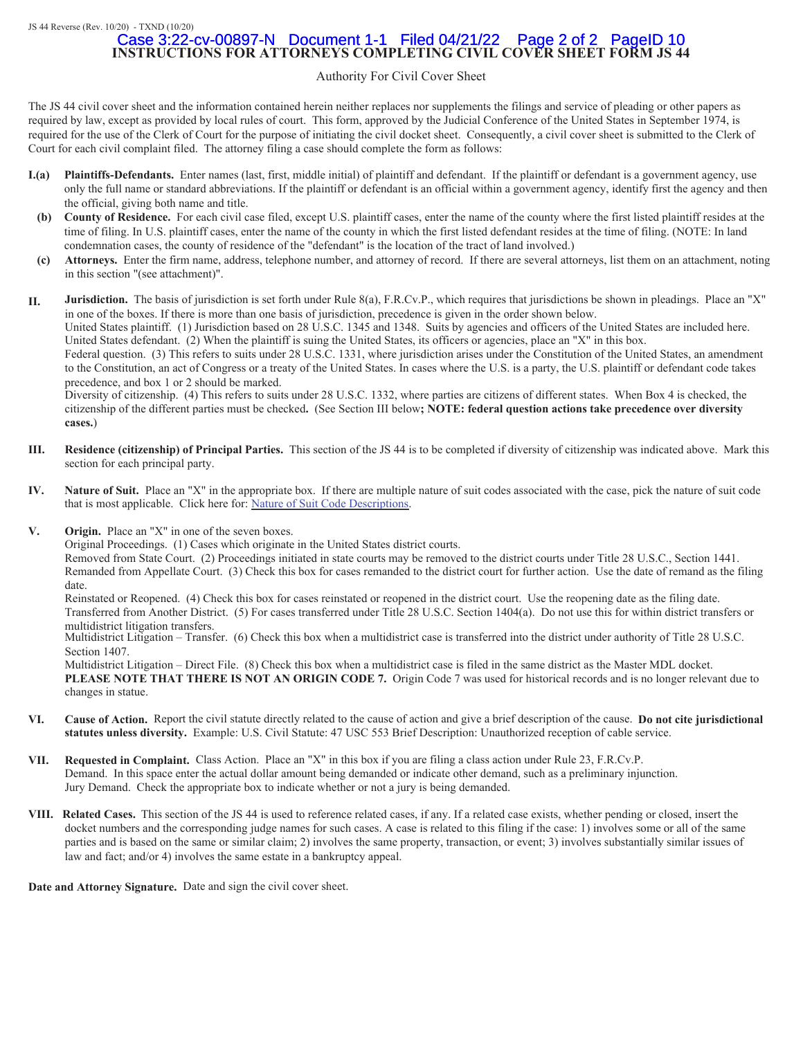# INSTRUCTIONS FOR ATTORNEYS COMPLETING CIVIL COVER SHEET FORM JS 44

Authority For Civil Cover Sheet

The JS 44 civil cover sheet and the information contained herein neither replaces nor supplements the filings and service of pleading or other papers as required by law, except as provided by local rules of court. This form, approved by the Judicial Conference of the United States in September 1974, is required for the use of the Clerk of Court for the purpose of initiating the civil docket sheet. Consequently, a civil cover sheet is submitted to the Clerk of Court for each civil complaint filed. The attorney filing a case should complete the form as follows:

**I.(a) Plaintiffs-Defendants.** Enter names (last, first, middle initial) of plaintiff and defendant. If the plaintiff or defendant is a government agency, use only the full name or standard abbreviations. If the plaintiff or defendant is an official within a government agency, identify first the agency and then the official, giving both name and title.

**(b) County of Residence.** For each civil case filed, except U.S. plaintiff cases, enter the name of the county where the first listed plaintiff resides at the time of filing. In U.S. plaintiff cases, enter the name of the county in which the first listed defendant resides at the time of filing. (NOTE: In land condemnation cases, the county of residence of the "defendant" is the location of the tract of land involved.)

**(c) Attorneys.** Enter the firm name, address, telephone number, and attorney of record. If there are several attorneys, list them on an attachment, noting in this section "(see attachment)".

**II. Jurisdiction.** The basis of jurisdiction is set forth under Rule 8(a), F.R.Cv.P., which requires that jurisdictions be shown in pleadings. Place an "X" in one of the boxes. If there is more than one basis of jurisdiction, precedence is given in the order shown below.
United States plaintiff. (1) Jurisdiction based on 28 U.S.C. 1345 and 1348. Suits by agencies and officers of the United States are included here.
United States defendant. (2) When the plaintiff is suing the United States, its officers or agencies, place an "X" in this box.
Federal question. (3) This refers to suits under 28 U.S.C. 1331, where jurisdiction arises under the Constitution of the United States, an amendment to the Constitution, an act of Congress or a treaty of the United States. In cases where the U.S. is a party, the U.S. plaintiff or defendant code takes precedence, and box 1 or 2 should be marked.
Diversity of citizenship. (4) This refers to suits under 28 U.S.C. 1332, where parties are citizens of different states. When Box 4 is checked, the citizenship of the different parties must be checked**.** (See Section III below**; NOTE: federal question actions take precedence over diversity cases.**)

**III. Residence (citizenship) of Principal Parties.** This section of the JS 44 is to be completed if diversity of citizenship was indicated above. Mark this section for each principal party.

**IV. Nature of Suit.** Place an "X" in the appropriate box. If there are multiple nature of suit codes associated with the case, pick the nature of suit code that is most applicable. Click here for: Nature of Suit Code Descriptions.

**V. Origin.** Place an "X" in one of the seven boxes.
Original Proceedings. (1) Cases which originate in the United States district courts.
Removed from State Court. (2) Proceedings initiated in state courts may be removed to the district courts under Title 28 U.S.C., Section 1441.
Remanded from Appellate Court. (3) Check this box for cases remanded to the district court for further action. Use the date of remand as the filing date.
Reinstated or Reopened. (4) Check this box for cases reinstated or reopened in the district court. Use the reopening date as the filing date.
Transferred from Another District. (5) For cases transferred under Title 28 U.S.C. Section 1404(a). Do not use this for within district transfers or multidistrict litigation transfers.
Multidistrict Litigation – Transfer. (6) Check this box when a multidistrict case is transferred into the district under authority of Title 28 U.S.C. Section 1407.
Multidistrict Litigation – Direct File. (8) Check this box when a multidistrict case is filed in the same district as the Master MDL docket.
**PLEASE NOTE THAT THERE IS NOT AN ORIGIN CODE 7.** Origin Code 7 was used for historical records and is no longer relevant due to changes in statue.

**VI. Cause of Action.** Report the civil statute directly related to the cause of action and give a brief description of the cause. **Do not cite jurisdictional statutes unless diversity.** Example: U.S. Civil Statute: 47 USC 553 Brief Description: Unauthorized reception of cable service.

**VII. Requested in Complaint.** Class Action. Place an "X" in this box if you are filing a class action under Rule 23, F.R.Cv.P.
Demand. In this space enter the actual dollar amount being demanded or indicate other demand, such as a preliminary injunction.
Jury Demand. Check the appropriate box to indicate whether or not a jury is being demanded.

**VIII. Related Cases.** This section of the JS 44 is used to reference related cases, if any. If a related case exists, whether pending or closed, insert the docket numbers and the corresponding judge names for such cases. A case is related to this filing if the case: 1) involves some or all of the same parties and is based on the same or similar claim; 2) involves the same property, transaction, or event; 3) involves substantially similar issues of law and fact; and/or 4) involves the same estate in a bankruptcy appeal.

**Date and Attorney Signature.** Date and sign the civil cover sheet.